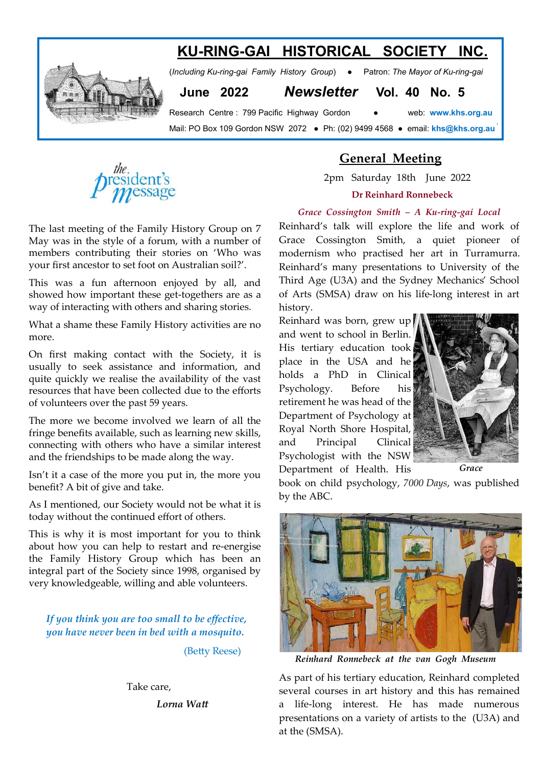# KU-RING-GAI HISTORICAL SOCIETY INC.

(*Including Ku-ring-gai Family History Group*) • Patron: *The Mayor of Ku-ring-gai*

**June 2022** ***Newsletter*** **Vol. 40 No. 5**

Research Centre : 799 Pacific Highway Gordon • web: **www.khs.org.au**

Mail: PO Box 109 Gordon NSW 2072 • Ph: (02) 9499 4568 • email: **khs@khs.org.au**

## the president's message

The last meeting of the Family History Group on 7 May was in the style of a forum, with a number of members contributing their stories on 'Who was your first ancestor to set foot on Australian soil?'.

This was a fun afternoon enjoyed by all, and showed how important these get-togethers are as a way of interacting with others and sharing stories.

What a shame these Family History activities are no more.

On first making contact with the Society, it is usually to seek assistance and information, and quite quickly we realise the availability of the vast resources that have been collected due to the efforts of volunteers over the past 59 years.

The more we become involved we learn of all the fringe benefits available, such as learning new skills, connecting with others who have a similar interest and the friendships to be made along the way.

Isn't it a case of the more you put in, the more you benefit? A bit of give and take.

As I mentioned, our Society would not be what it is today without the continued effort of others.

This is why it is most important for you to think about how you can help to restart and re-energise the Family History Group which has been an integral part of the Society since 1998, organised by very knowledgeable, willing and able volunteers.

*If you think you are too small to be effective, you have never been in bed with a mosquito.*

(Betty Reese)

Take care,

*Lorna Watt*

## General Meeting

2pm Saturday 18th June 2022

**Dr Reinhard Ronnebeck**

***Grace Cossington Smith – A Ku-ring-gai Local***

Reinhard's talk will explore the life and work of Grace Cossington Smith, a quiet pioneer of modernism who practised her art in Turramurra. Reinhard's many presentations to University of the Third Age (U3A) and the Sydney Mechanics' School of Arts (SMSA) draw on his life-long interest in art history.

Reinhard was born, grew up and went to school in Berlin. His tertiary education took place in the USA and he holds a PhD in Clinical Psychology. Before his retirement he was head of the Department of Psychology at Royal North Shore Hospital, and Principal Clinical Psychologist with the NSW Department of Health. His book on child psychology, *7000 Days*, was published by the ABC.

*Grace*

*Reinhard Ronnebeck at the van Gogh Museum*

As part of his tertiary education, Reinhard completed several courses in art history and this has remained a life-long interest. He has made numerous presentations on a variety of artists to the (U3A) and at the (SMSA).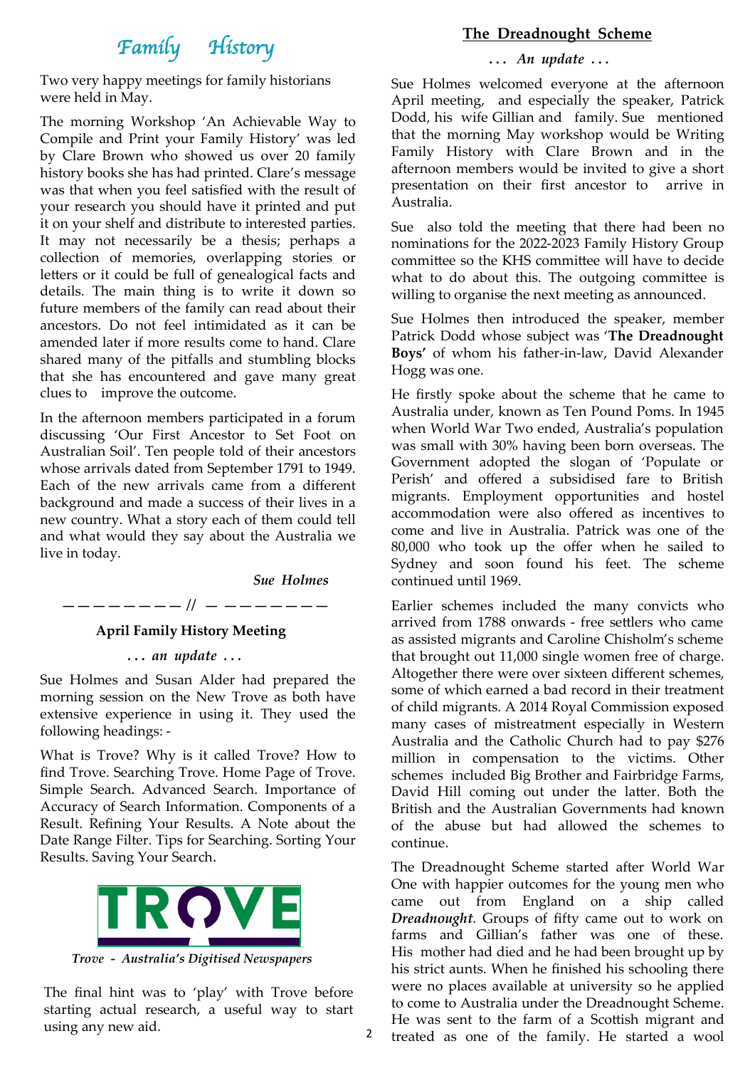# Family History

Two very happy meetings for family historians were held in May.

The morning Workshop 'An Achievable Way to Compile and Print your Family History' was led by Clare Brown who showed us over 20 family history books she has had printed. Clare's message was that when you feel satisfied with the result of your research you should have it printed and put it on your shelf and distribute to interested parties. It may not necessarily be a thesis; perhaps a collection of memories, overlapping stories or letters or it could be full of genealogical facts and details. The main thing is to write it down so future members of the family can read about their ancestors. Do not feel intimidated as it can be amended later if more results come to hand. Clare shared many of the pitfalls and stumbling blocks that she has encountered and gave many great clues to improve the outcome.

In the afternoon members participated in a forum discussing 'Our First Ancestor to Set Foot on Australian Soil'. Ten people told of their ancestors whose arrivals dated from September 1791 to 1949. Each of the new arrivals came from a different background and made a success of their lives in a new country. What a story each of them could tell and what would they say about the Australia we live in today.

*Sue Holmes*

———————— // — ———————

### April Family History Meeting

*. . . an update . . .*

Sue Holmes and Susan Alder had prepared the morning session on the New Trove as both have extensive experience in using it. They used the following headings: -

What is Trove? Why is it called Trove? How to find Trove. Searching Trove. Home Page of Trove. Simple Search. Advanced Search. Importance of Accuracy of Search Information. Components of a Result. Refining Your Results. A Note about the Date Range Filter. Tips for Searching. Sorting Your Results. Saving Your Search.

TROVE

*Trove - Australia's Digitised Newspapers*

The final hint was to 'play' with Trove before starting actual research, a useful way to start using any new aid.

## The Dreadnought Scheme

*. . . An update . . .*

Sue Holmes welcomed everyone at the afternoon April meeting, and especially the speaker, Patrick Dodd, his wife Gillian and family. Sue mentioned that the morning May workshop would be Writing Family History with Clare Brown and in the afternoon members would be invited to give a short presentation on their first ancestor to arrive in Australia.

Sue also told the meeting that there had been no nominations for the 2022-2023 Family History Group committee so the KHS committee will have to decide what to do about this. The outgoing committee is willing to organise the next meeting as announced.

Sue Holmes then introduced the speaker, member Patrick Dodd whose subject was '**The Dreadnought Boys'** of whom his father-in-law, David Alexander Hogg was one.

He firstly spoke about the scheme that he came to Australia under, known as Ten Pound Poms. In 1945 when World War Two ended, Australia's population was small with 30% having been born overseas. The Government adopted the slogan of 'Populate or Perish' and offered a subsidised fare to British migrants. Employment opportunities and hostel accommodation were also offered as incentives to come and live in Australia. Patrick was one of the 80,000 who took up the offer when he sailed to Sydney and soon found his feet. The scheme continued until 1969.

Earlier schemes included the many convicts who arrived from 1788 onwards - free settlers who came as assisted migrants and Caroline Chisholm's scheme that brought out 11,000 single women free of charge. Altogether there were over sixteen different schemes, some of which earned a bad record in their treatment of child migrants. A 2014 Royal Commission exposed many cases of mistreatment especially in Western Australia and the Catholic Church had to pay $276 million in compensation to the victims. Other schemes included Big Brother and Fairbridge Farms, David Hill coming out under the latter. Both the British and the Australian Governments had known of the abuse but had allowed the schemes to continue.

The Dreadnought Scheme started after World War One with happier outcomes for the young men who came out from England on a ship called ***Dreadnought***. Groups of fifty came out to work on farms and Gillian's father was one of these. His mother had died and he had been brought up by his strict aunts. When he finished his schooling there were no places available at university so he applied to come to Australia under the Dreadnought Scheme. He was sent to the farm of a Scottish migrant and treated as one of the family. He started a wool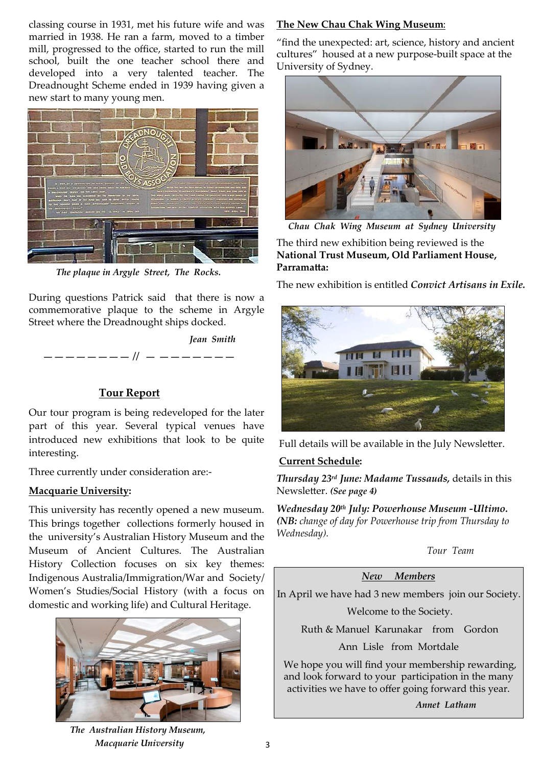classing course in 1931, met his future wife and was married in 1938. He ran a farm, moved to a timber mill, progressed to the office, started to run the mill school, built the one teacher school there and developed into a very talented teacher. The Dreadnought Scheme ended in 1939 having given a new start to many young men.

*The plaque in Argyle Street, The Rocks.*

During questions Patrick said that there is now a commemorative plaque to the scheme in Argyle Street where the Dreadnought ships docked.

*Jean Smith*

———————— // ————————

## Tour Report

Our tour program is being redeveloped for the later part of this year. Several typical venues have introduced new exhibitions that look to be quite interesting.

Three currently under consideration are:-

**Macquarie University:**

This university has recently opened a new museum. This brings together collections formerly housed in the university's Australian History Museum and the Museum of Ancient Cultures. The Australian History Collection focuses on six key themes: Indigenous Australia/Immigration/War and Society/ Women's Studies/Social History (with a focus on domestic and working life) and Cultural Heritage.

*The Australian History Museum, Macquarie University*

**The New Chau Chak Wing Museum**:

"find the unexpected: art, science, history and ancient cultures" housed at a new purpose-built space at the University of Sydney.

*Chau Chak Wing Museum at Sydney University*

The third new exhibition being reviewed is the **National Trust Museum, Old Parliament House, Parramatta:**

The new exhibition is entitled ***Convict Artisans in Exile.***

Full details will be available in the July Newsletter.

**Current Schedule:**

***Thursday 23rd June: Madame Tussauds,*** details in this Newsletter. ***(See page 4)***

***Wednesday 20th July: Powerhouse Museum -Ultimo.*** ***(NB:** change of day for Powerhouse trip from Thursday to Wednesday).*

*Tour Team*

### *New Members*

In April we have had 3 new members join our Society.

Welcome to the Society.

Ruth & Manuel Karunakar from Gordon

Ann Lisle from Mortdale

We hope you will find your membership rewarding, and look forward to your participation in the many activities we have to offer going forward this year.

*Annet Latham*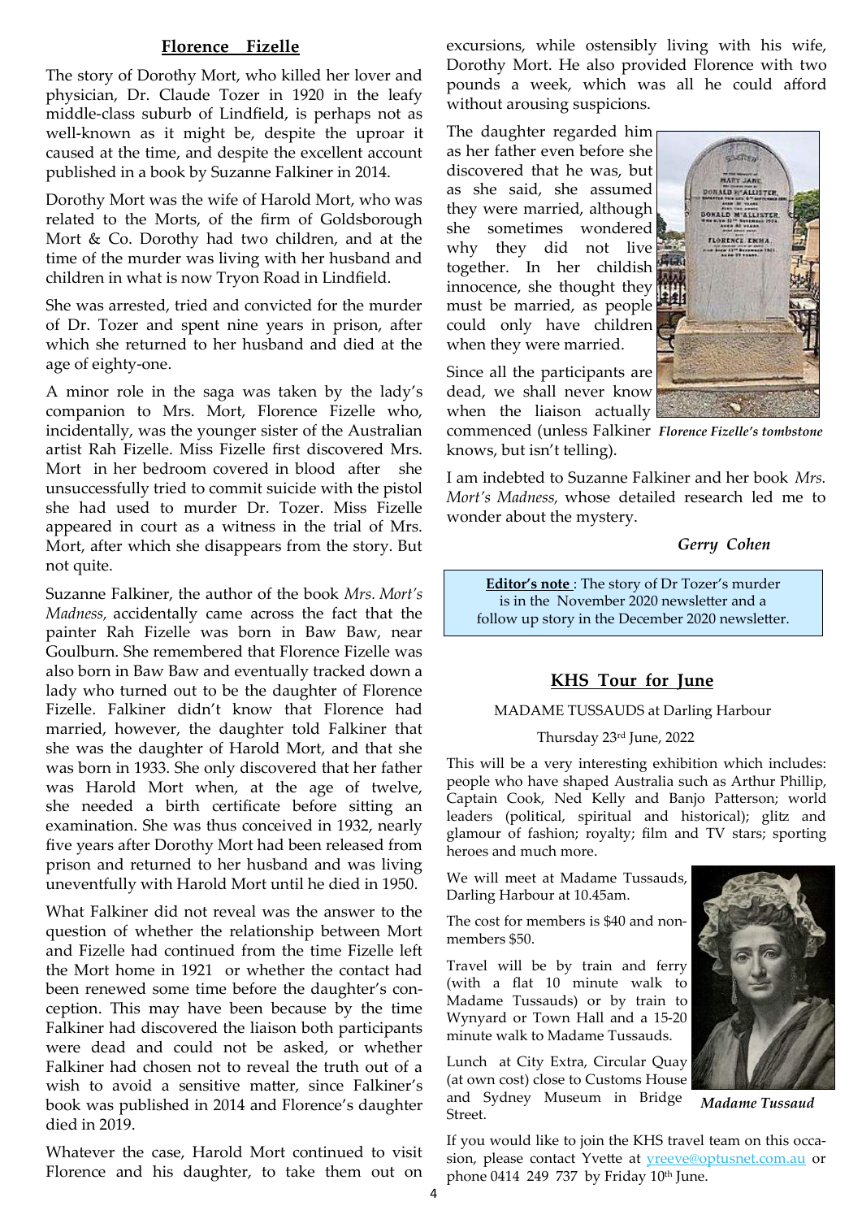## Florence Fizelle

The story of Dorothy Mort, who killed her lover and physician, Dr. Claude Tozer in 1920 in the leafy middle-class suburb of Lindfield, is perhaps not as well-known as it might be, despite the uproar it caused at the time, and despite the excellent account published in a book by Suzanne Falkiner in 2014.

Dorothy Mort was the wife of Harold Mort, who was related to the Morts, of the firm of Goldsborough Mort & Co. Dorothy had two children, and at the time of the murder was living with her husband and children in what is now Tryon Road in Lindfield.

She was arrested, tried and convicted for the murder of Dr. Tozer and spent nine years in prison, after which she returned to her husband and died at the age of eighty-one.

A minor role in the saga was taken by the lady's companion to Mrs. Mort, Florence Fizelle who, incidentally, was the younger sister of the Australian artist Rah Fizelle. Miss Fizelle first discovered Mrs. Mort in her bedroom covered in blood after she unsuccessfully tried to commit suicide with the pistol she had used to murder Dr. Tozer. Miss Fizelle appeared in court as a witness in the trial of Mrs. Mort, after which she disappears from the story. But not quite.

Suzanne Falkiner, the author of the book *Mrs. Mort's Madness*, accidentally came across the fact that the painter Rah Fizelle was born in Baw Baw, near Goulburn. She remembered that Florence Fizelle was also born in Baw Baw and eventually tracked down a lady who turned out to be the daughter of Florence Fizelle. Falkiner didn't know that Florence had married, however, the daughter told Falkiner that she was the daughter of Harold Mort, and that she was born in 1933. She only discovered that her father was Harold Mort when, at the age of twelve, she needed a birth certificate before sitting an examination. She was thus conceived in 1932, nearly five years after Dorothy Mort had been released from prison and returned to her husband and was living uneventfully with Harold Mort until he died in 1950.

What Falkiner did not reveal was the answer to the question of whether the relationship between Mort and Fizelle had continued from the time Fizelle left the Mort home in 1921 or whether the contact had been renewed some time before the daughter's conception. This may have been because by the time Falkiner had discovered the liaison both participants were dead and could not be asked, or whether Falkiner had chosen not to reveal the truth out of a wish to avoid a sensitive matter, since Falkiner's book was published in 2014 and Florence's daughter died in 2019.

Whatever the case, Harold Mort continued to visit Florence and his daughter, to take them out on excursions, while ostensibly living with his wife, Dorothy Mort. He also provided Florence with two pounds a week, which was all he could afford without arousing suspicions.

The daughter regarded him as her father even before she discovered that he was, but as she said, she assumed they were married, although she sometimes wondered why they did not live together. In her childish innocence, she thought they must be married, as people could only have children when they were married.

Since all the participants are dead, we shall never know when the liaison actually commenced (unless Falkiner knows, but isn't telling).

*Florence Fizelle's tombstone*

I am indebted to Suzanne Falkiner and her book *Mrs. Mort's Madness,* whose detailed research led me to wonder about the mystery.

*Gerry Cohen*

**Editor's note** : The story of Dr Tozer's murder is in the November 2020 newsletter and a follow up story in the December 2020 newsletter.

## KHS Tour for June

MADAME TUSSAUDS at Darling Harbour

Thursday 23rd June, 2022

This will be a very interesting exhibition which includes: people who have shaped Australia such as Arthur Phillip, Captain Cook, Ned Kelly and Banjo Patterson; world leaders (political, spiritual and historical); glitz and glamour of fashion; royalty; film and TV stars; sporting heroes and much more.

We will meet at Madame Tussauds, Darling Harbour at 10.45am.

The cost for members is $40 and non-members $50.

Travel will be by train and ferry (with a flat 10 minute walk to Madame Tussauds) or by train to Wynyard or Town Hall and a 15-20 minute walk to Madame Tussauds.

Lunch at City Extra, Circular Quay (at own cost) close to Customs House and Sydney Museum in Bridge Street.

*Madame Tussaud*

If you would like to join the KHS travel team on this occasion, please contact Yvette at yreeve@optusnet.com.au or phone 0414 249 737 by Friday 10th June.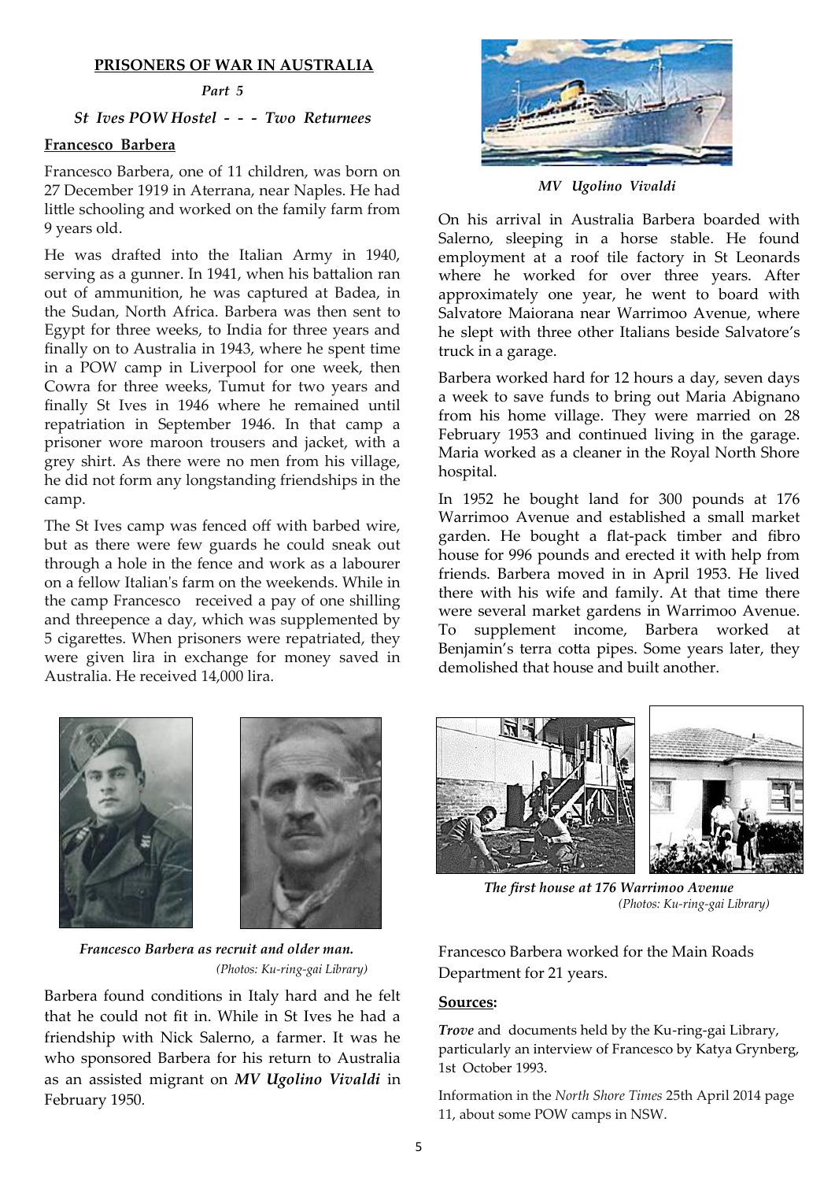**PRISONERS OF WAR IN AUSTRALIA**

*Part 5*

*St Ives POW Hostel - - - Two Returnees*

**Francesco Barbera**

Francesco Barbera, one of 11 children, was born on 27 December 1919 in Aterrana, near Naples. He had little schooling and worked on the family farm from 9 years old.

He was drafted into the Italian Army in 1940, serving as a gunner. In 1941, when his battalion ran out of ammunition, he was captured at Badea, in the Sudan, North Africa. Barbera was then sent to Egypt for three weeks, to India for three years and finally on to Australia in 1943, where he spent time in a POW camp in Liverpool for one week, then Cowra for three weeks, Tumut for two years and finally St Ives in 1946 where he remained until repatriation in September 1946. In that camp a prisoner wore maroon trousers and jacket, with a grey shirt. As there were no men from his village, he did not form any longstanding friendships in the camp.

The St Ives camp was fenced off with barbed wire, but as there were few guards he could sneak out through a hole in the fence and work as a labourer on a fellow Italian's farm on the weekends. While in the camp Francesco received a pay of one shilling and threepence a day, which was supplemented by 5 cigarettes. When prisoners were repatriated, they were given lira in exchange for money saved in Australia. He received 14,000 lira.

*Francesco Barbera as recruit and older man.*
*(Photos: Ku-ring-gai Library)*

Barbera found conditions in Italy hard and he felt that he could not fit in. While in St Ives he had a friendship with Nick Salerno, a farmer. It was he who sponsored Barbera for his return to Australia as an assisted migrant on ***MV Ugolino Vivaldi*** in February 1950.

*MV Ugolino Vivaldi*

On his arrival in Australia Barbera boarded with Salerno, sleeping in a horse stable. He found employment at a roof tile factory in St Leonards where he worked for over three years. After approximately one year, he went to board with Salvatore Maiorana near Warrimoo Avenue, where he slept with three other Italians beside Salvatore's truck in a garage.

Barbera worked hard for 12 hours a day, seven days a week to save funds to bring out Maria Abignano from his home village. They were married on 28 February 1953 and continued living in the garage. Maria worked as a cleaner in the Royal North Shore hospital.

In 1952 he bought land for 300 pounds at 176 Warrimoo Avenue and established a small market garden. He bought a flat-pack timber and fibro house for 996 pounds and erected it with help from friends. Barbera moved in in April 1953. He lived there with his wife and family. At that time there were several market gardens in Warrimoo Avenue. To supplement income, Barbera worked at Benjamin's terra cotta pipes. Some years later, they demolished that house and built another.

***The first house at 176 Warrimoo Avenue***
*(Photos: Ku-ring-gai Library)*

Francesco Barbera worked for the Main Roads Department for 21 years.

**Sources:**

***Trove*** and documents held by the Ku-ring-gai Library, particularly an interview of Francesco by Katya Grynberg, 1st October 1993.

Information in the *North Shore Times* 25th April 2014 page 11, about some POW camps in NSW.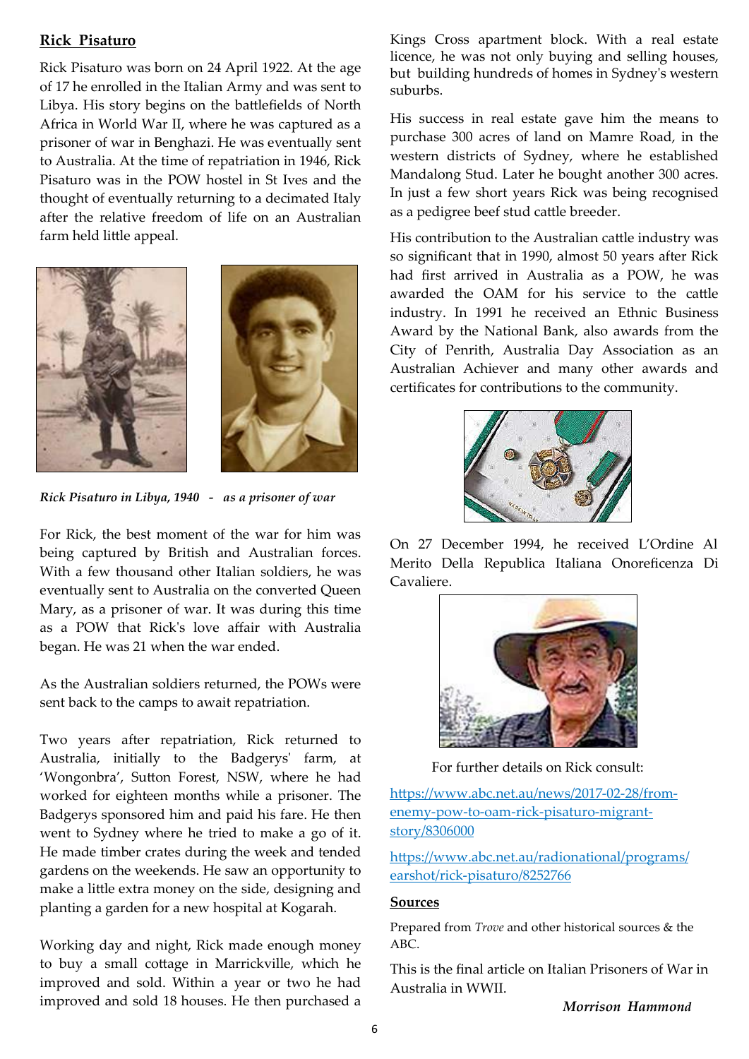## Rick Pisaturo

Rick Pisaturo was born on 24 April 1922. At the age of 17 he enrolled in the Italian Army and was sent to Libya. His story begins on the battlefields of North Africa in World War II, where he was captured as a prisoner of war in Benghazi. He was eventually sent to Australia. At the time of repatriation in 1946, Rick Pisaturo was in the POW hostel in St Ives and the thought of eventually returning to a decimated Italy after the relative freedom of life on an Australian farm held little appeal.

*Rick Pisaturo in Libya, 1940 - as a prisoner of war*

For Rick, the best moment of the war for him was being captured by British and Australian forces. With a few thousand other Italian soldiers, he was eventually sent to Australia on the converted Queen Mary, as a prisoner of war. It was during this time as a POW that Rick's love affair with Australia began. He was 21 when the war ended.

As the Australian soldiers returned, the POWs were sent back to the camps to await repatriation.

Two years after repatriation, Rick returned to Australia, initially to the Badgerys' farm, at 'Wongonbra', Sutton Forest, NSW, where he had worked for eighteen months while a prisoner. The Badgerys sponsored him and paid his fare. He then went to Sydney where he tried to make a go of it. He made timber crates during the week and tended gardens on the weekends. He saw an opportunity to make a little extra money on the side, designing and planting a garden for a new hospital at Kogarah.

Working day and night, Rick made enough money to buy a small cottage in Marrickville, which he improved and sold. Within a year or two he had improved and sold 18 houses. He then purchased a Kings Cross apartment block. With a real estate licence, he was not only buying and selling houses, but building hundreds of homes in Sydney's western suburbs.

His success in real estate gave him the means to purchase 300 acres of land on Mamre Road, in the western districts of Sydney, where he established Mandalong Stud. Later he bought another 300 acres. In just a few short years Rick was being recognised as a pedigree beef stud cattle breeder.

His contribution to the Australian cattle industry was so significant that in 1990, almost 50 years after Rick had first arrived in Australia as a POW, he was awarded the OAM for his service to the cattle industry. In 1991 he received an Ethnic Business Award by the National Bank, also awards from the City of Penrith, Australia Day Association as an Australian Achiever and many other awards and certificates for contributions to the community.

On 27 December 1994, he received L'Ordine Al Merito Della Republica Italiana Onoreficenza Di Cavaliere.

For further details on Rick consult:

https://www.abc.net.au/news/2017-02-28/from-enemy-pow-to-oam-rick-pisaturo-migrant-story/8306000

https://www.abc.net.au/radionational/programs/earshot/rick-pisaturo/8252766

**Sources**

Prepared from *Trove* and other historical sources & the ABC.

This is the final article on Italian Prisoners of War in Australia in WWII.

***Morrison Hammond***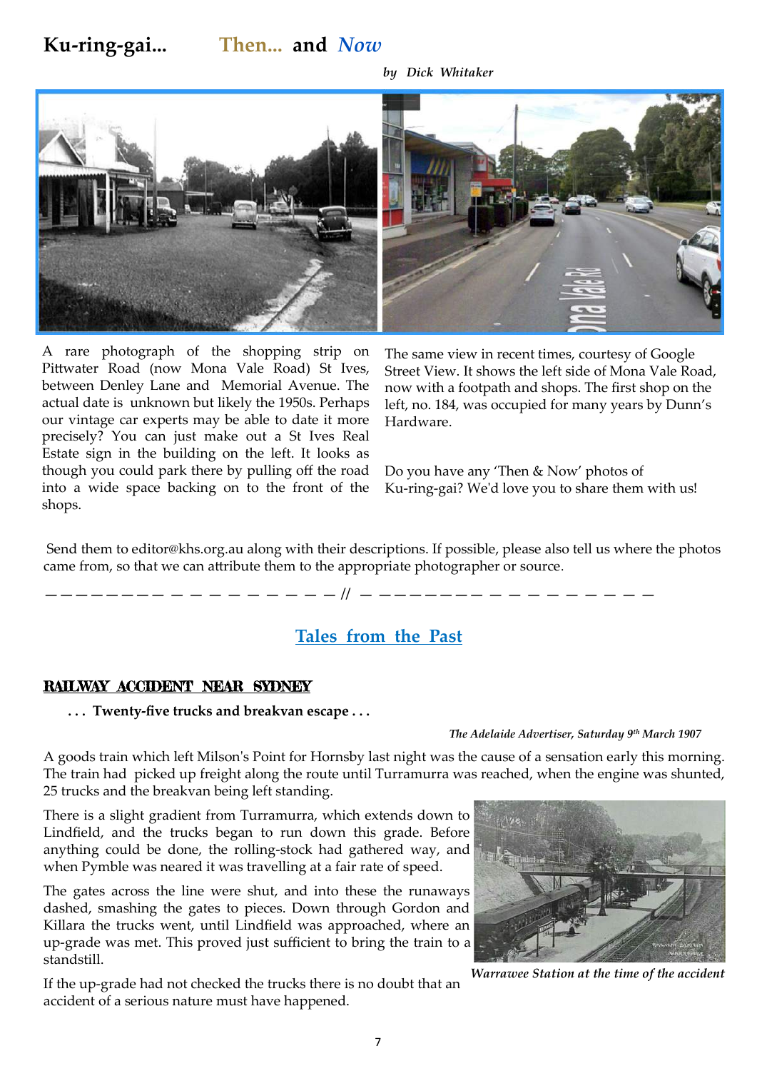# Ku-ring-gai... Then... and *Now*

*by Dick Whitaker*

A rare photograph of the shopping strip on Pittwater Road (now Mona Vale Road) St Ives, between Denley Lane and Memorial Avenue. The actual date is unknown but likely the 1950s. Perhaps our vintage car experts may be able to date it more precisely? You can just make out a St Ives Real Estate sign in the building on the left. It looks as though you could park there by pulling off the road into a wide space backing on to the front of the shops.

The same view in recent times, courtesy of Google Street View. It shows the left side of Mona Vale Road, now with a footpath and shops. The first shop on the left, no. 184, was occupied for many years by Dunn's Hardware.

Do you have any 'Then & Now' photos of Ku-ring-gai? We'd love you to share them with us!

Send them to editor@khs.org.au along with their descriptions. If possible, please also tell us where the photos came from, so that we can attribute them to the appropriate photographer or source.

---

## Tales from the Past

### RAILWAY ACCIDENT NEAR SYDNEY

**. . . Twenty-five trucks and breakvan escape . . .**

*The Adelaide Advertiser, Saturday 9th March 1907*

A goods train which left Milson's Point for Hornsby last night was the cause of a sensation early this morning. The train had picked up freight along the route until Turramurra was reached, when the engine was shunted, 25 trucks and the breakvan being left standing.

There is a slight gradient from Turramurra, which extends down to Lindfield, and the trucks began to run down this grade. Before anything could be done, the rolling-stock had gathered way, and when Pymble was neared it was travelling at a fair rate of speed.

The gates across the line were shut, and into these the runaways dashed, smashing the gates to pieces. Down through Gordon and Killara the trucks went, until Lindfield was approached, where an up-grade was met. This proved just sufficient to bring the train to a standstill.

If the up-grade had not checked the trucks there is no doubt that an accident of a serious nature must have happened.

*Warrawee Station at the time of the accident*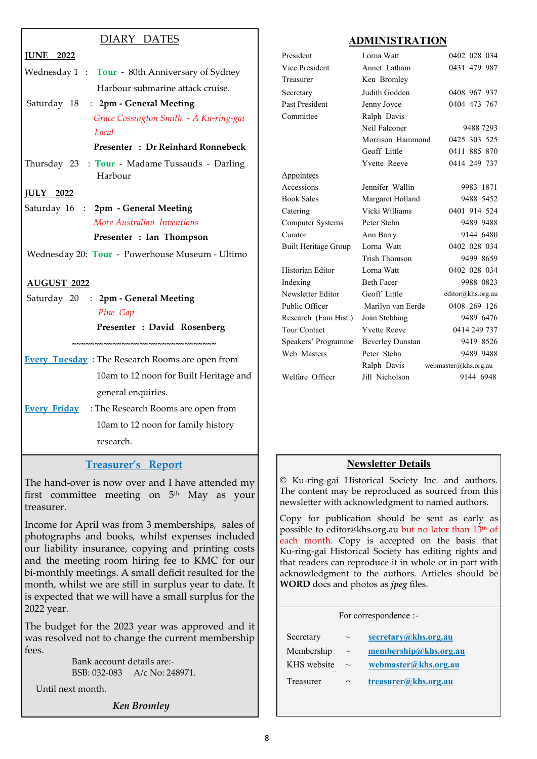## DIARY DATES

**JUNE 2022**

Wednesday 1 : **Tour** - 80th Anniversary of Sydney Harbour submarine attack cruise.

Saturday 18 : **2pm - General Meeting**
*Grace Cossington Smith - A Ku-ring-gai Local*
**Presenter : Dr Reinhard Ronnebeck**

Thursday 23 : **Tour** - Madame Tussauds - Darling Harbour

**JULY 2022**

Saturday 16 : **2pm - General Meeting**
*More Australian Inventions*
**Presenter : Ian Thompson**

Wednesday 20: **Tour** - Powerhouse Museum - Ultimo

**AUGUST 2022**

Saturday 20 : **2pm - General Meeting**
*Pine Gap*
**Presenter : David Rosenberg**

~~~~~~~~~~~~~~~~~~~~~~~~~~~~~~~~~~

**Every Tuesday** : The Research Rooms are open from 10am to 12 noon for Built Heritage and general enquiries.

**Every Friday** : The Research Rooms are open from 10am to 12 noon for family history research.

## ADMINISTRATION

| | | |
|---|---|---|
| President | Lorna Watt | 0402 028 034 |
| Vice President | Annet Latham | 0431 479 987 |
| Treasurer | Ken Bromley | |
| Secretary | Judith Godden | 0408 967 937 |
| Past President | Jenny Joyce | 0404 473 767 |
| Committee | Ralph Davis | |
| | Neil Falconer | 9488 7293 |
| | Morrison Hammond | 0425 303 525 |
| | Geoff Little | 0411 885 870 |
| | Yvette Reeve | 0414 249 737 |
| Appointees | | |
| Accessions | Jennifer Wallin | 9983 1871 |
| Book Sales | Margaret Holland | 9488 5452 |
| Catering | Vicki Williams | 0401 914 524 |
| Computer Systems | Peter Stehn | 9489 9488 |
| Curator | Ann Barry | 9144 6480 |
| Built Heritage Group | Lorna Watt | 0402 028 034 |
| | Trish Thomson | 9499 8659 |
| Historian Editor | Lorna Watt | 0402 028 034 |
| Indexing | Beth Facer | 9988 0823 |
| Newsletter Editor | Geoff Little | editor@khs.org.au |
| Public Officer | Marilyn van Eerde | 0408 269 126 |
| Research (Fam Hist.) | Joan Stebbing | 9489 6476 |
| Tour Contact | Yvette Reeve | 0414 249 737 |
| Speakers' Programme | Beverley Dunstan | 9419 8526 |
| Web Masters | Peter Stehn | 9489 9488 |
| | Ralph Davis | webmaster@khs.org.au |
| Welfare Officer | Jill Nicholson | 9144 6948 |

## Treasurer's Report

The hand-over is now over and I have attended my first committee meeting on 5th May as your treasurer.

Income for April was from 3 memberships, sales of photographs and books, whilst expenses included our liability insurance, copying and printing costs and the meeting room hiring fee to KMC for our bi-monthly meetings. A small deficit resulted for the month, whilst we are still in surplus year to date. It is expected that we will have a small surplus for the 2022 year.

The budget for the 2023 year was approved and it was resolved not to change the current membership fees.

Bank account details are:-
BSB: 032-083 A/c No: 248971.

Until next month.

***Ken Bromley***

## Newsletter Details

© Ku-ring-gai Historical Society Inc. and authors. The content may be reproduced as sourced from this newsletter with acknowledgment to named authors.

Copy for publication should be sent as early as possible to editor@khs.org.au but no later than 13th of each month. Copy is accepted on the basis that Ku-ring-gai Historical Society has editing rights and that readers can reproduce it in whole or in part with acknowledgment to the authors. Articles should be **WORD** docs and photos as ***jpeg*** files.

For correspondence :-

| | |
|---|---|
| Secretary ~ | **secretary@khs.org.au** |
| Membership ~ | **membership@khs.org.au** |
| KHS website ~ | **webmaster@khs.org.au** |
| Treasurer ~ | **treasurer@khs.org.au** |